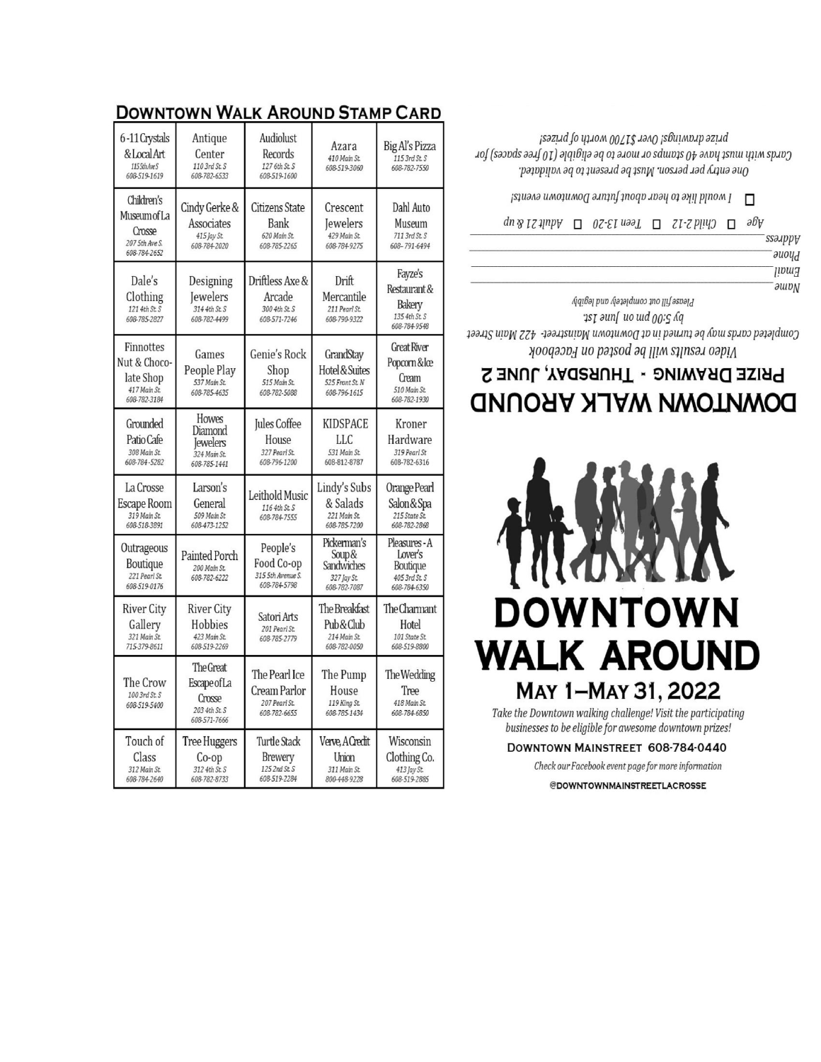## DOWNTOWN WALK AROUND STAMP CARD

| | | | | |
|---|---|---|---|---|
| 6-11 Crystals & Local Art<br>115 5th Ave S<br>608-519-1619 | Antique Center<br>110 3rd St. S<br>608-782-6533 | Audiolust Records<br>127 6th St. S<br>608-519-1600 | Azara<br>410 Main St.<br>608-519-3060 | Big Al's Pizza<br>115 3rd St. S<br>608-782-7550 |
| Children's Museum of La Crosse<br>207 5th Ave S.<br>608-784-2652 | Cindy Gerke & Associates<br>415 Jay St.<br>608-784-2020 | Citizens State Bank<br>620 Main St.<br>608-785-2265 | Crescent Jewelers<br>429 Main St.<br>608-784-9275 | Dahl Auto Museum<br>711 3rd St. S<br>608-791-6494 |
| Dale's Clothing<br>121 4th St. S<br>608-785-2827 | Designing Jewelers<br>314 4th St. S<br>608-782-4499 | Driftless Axe & Arcade<br>300 4th St. S<br>608-571-7246 | Drift Mercantile<br>211 Pearl St.<br>608-790-9322 | Fayze's Restaurant & Bakery<br>135 4th St. S<br>608-784-9548 |
| Finnottes Nut & Chocolate Shop<br>417 Main St.<br>608-782-3184 | Games People Play<br>537 Main St.<br>608-785-4635 | Genie's Rock Shop<br>515 Main St.<br>608-782-5088 | GrandStay Hotel & Suites<br>525 Front St. N<br>608-796-1615 | Great River Popcorn & Ice Cream<br>510 Main St.<br>608-782-1930 |
| Grounded Patio Cafe<br>308 Main St.<br>608-784-5282 | Howes Diamond Jewelers<br>324 Main St.<br>608-785-1441 | Jules Coffee House<br>327 Pearl St.<br>608-796-1200 | KIDSPACE LLC<br>531 Main St.<br>608-812-8787 | Kroner Hardware<br>319 Pearl St<br>608-782-6316 |
| La Crosse Escape Room<br>319 Main St.<br>608-518-3891 | Larson's General<br>509 Main St<br>608-473-1252 | Leithold Music<br>116 4th St. S<br>608-784-7555 | Lindy's Subs & Salads<br>221 Main St.<br>608-785-7200 | Orange Pearl Salon & Spa<br>215 State St.<br>608-782-2868 |
| Outrageous Boutique<br>221 Pearl St.<br>608-519-0176 | Painted Porch<br>200 Main St.<br>608-782-6222 | People's Food Co-op<br>315 5th Avenue S.<br>608-784-5798 | Pickerman's Soup & Sandwiches<br>327 Jay St.<br>608-782-7087 | Pleasures - A Lover's Boutique<br>405 3rd St. S<br>608-784-6350 |
| River City Gallery<br>321 Main St.<br>715-379-8611 | River City Hobbies<br>423 Main St.<br>608-519-2269 | Satori Arts<br>201 Pearl St.<br>608-785-2779 | The Breakfast Pub & Club<br>214 Main St.<br>608-782-0050 | The Charmant Hotel<br>101 State St.<br>608-519-8800 |
| The Crow<br>100 3rd St. S<br>608-519-5400 | The Great Escape of La Crosse<br>203 4th St. S<br>608-571-7666 | The Pearl Ice Cream Parlor<br>207 Pearl St.<br>608-782-6655 | The Pump House<br>119 King St.<br>608-785-1434 | The Wedding Tree<br>418 Main St.<br>608-784-6850 |
| Touch of Class<br>312 Main St.<br>608-784-2640 | Tree Huggers Co-op<br>312 4th St. S<br>608-782-8733 | Turtle Stack Brewery<br>125 2nd St. S<br>608-519-2284 | Verve, A Credit Union<br>311 Main St.<br>800-448-9228 | Wisconsin Clothing Co.<br>413 Jay St.<br>608-519-2885 |

## DOWNTOWN WALK AROUND
### PRIZE DRAWING - THURSDAY, JUNE 2

*Video results will be posted on Facebook*

*Completed cards may be turned in at Downtown Mainstreet- 422 Main Street by 5:00 pm on June 1st.*

*Please fill out completely and legibly*

Name ______________________

Email ______________________

Phone ______________________

Address ______________________

Age ☐ Child 2-12 ☐ Teen 13-20 ☐ Adult 21 & up

☐ I would like to hear about future Downtown events!

*One entry per person. Must be present to be validated.*

*Cards with must have 40 stamps or more to be eligible (10 free spaces) for prize drawings! Over $1700 worth of prizes!*

# DOWNTOWN WALK AROUND

## MAY 1–MAY 31, 2022

*Take the Downtown walking challenge! Visit the participating businesses to be eligible for awesome downtown prizes!*

DOWNTOWN MAINSTREET 608-784-0440

*Check our Facebook event page for more information*

@DOWNTOWNMAINSTREETLACROSSE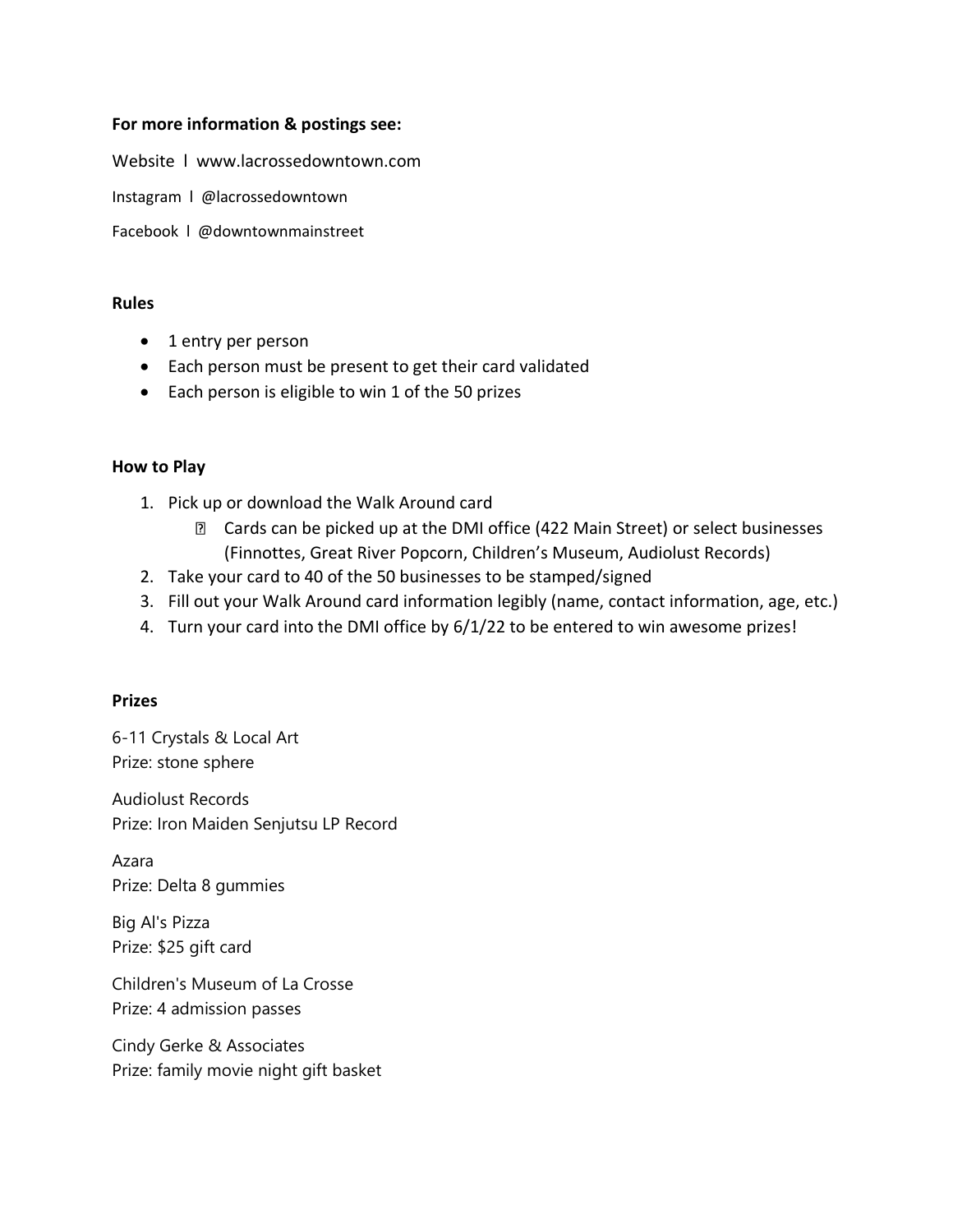**For more information & postings see:**

Website l www.lacrossedowntown.com

Instagram l @lacrossedowntown

Facebook l @downtownmainstreet

**Rules**

- 1 entry per person
- Each person must be present to get their card validated
- Each person is eligible to win 1 of the 50 prizes

**How to Play**

1. Pick up or download the Walk Around card
   - Cards can be picked up at the DMI office (422 Main Street) or select businesses (Finnottes, Great River Popcorn, Children's Museum, Audiolust Records)
2. Take your card to 40 of the 50 businesses to be stamped/signed
3. Fill out your Walk Around card information legibly (name, contact information, age, etc.)
4. Turn your card into the DMI office by 6/1/22 to be entered to win awesome prizes!

**Prizes**

6-11 Crystals & Local Art
Prize: stone sphere

Audiolust Records
Prize: Iron Maiden Senjutsu LP Record

Azara
Prize: Delta 8 gummies

Big Al's Pizza
Prize: $25 gift card

Children's Museum of La Crosse
Prize: 4 admission passes

Cindy Gerke & Associates
Prize: family movie night gift basket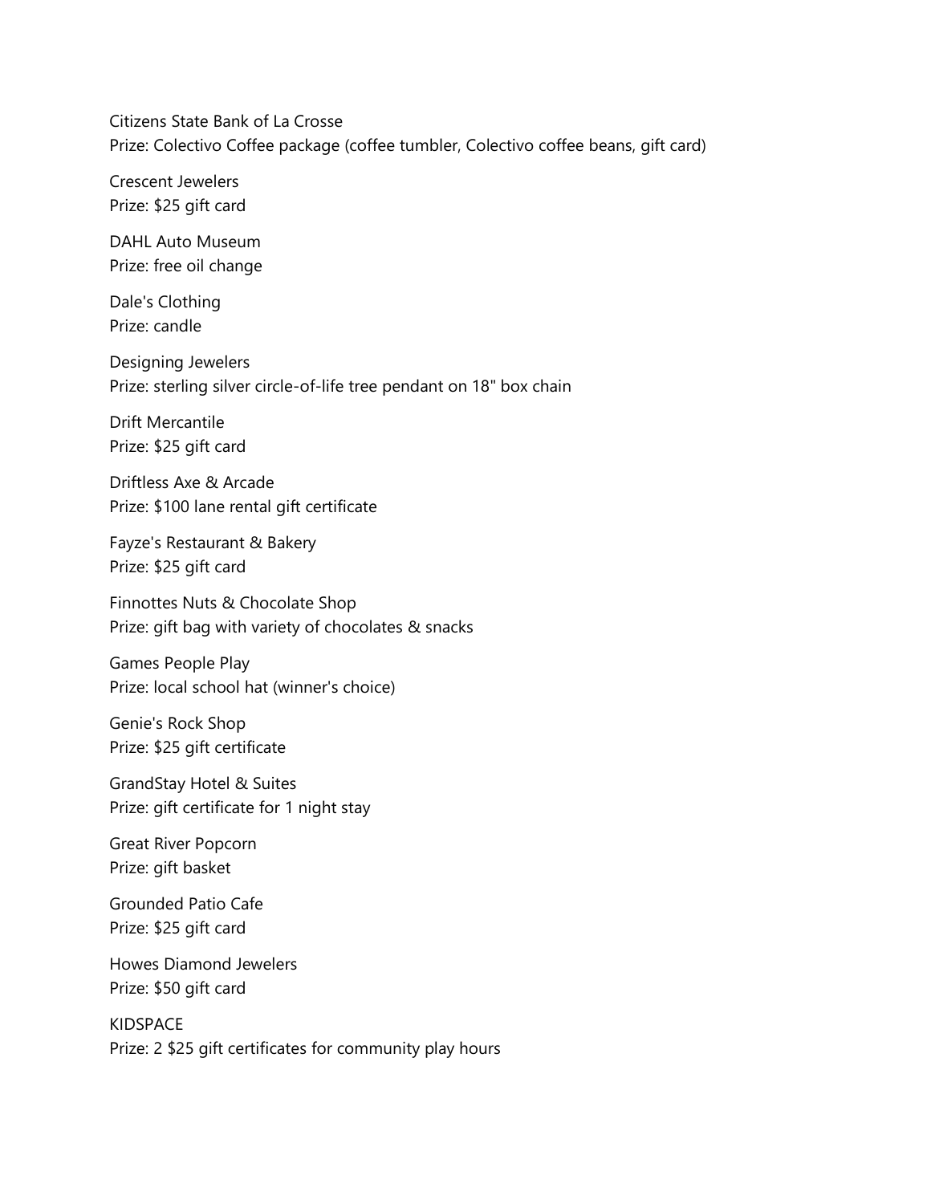Citizens State Bank of La Crosse
Prize: Colectivo Coffee package (coffee tumbler, Colectivo coffee beans, gift card)

Crescent Jewelers
Prize: $25 gift card

DAHL Auto Museum
Prize: free oil change

Dale's Clothing
Prize: candle

Designing Jewelers
Prize: sterling silver circle-of-life tree pendant on 18" box chain

Drift Mercantile
Prize: $25 gift card

Driftless Axe & Arcade
Prize: $100 lane rental gift certificate

Fayze's Restaurant & Bakery
Prize: $25 gift card

Finnottes Nuts & Chocolate Shop
Prize: gift bag with variety of chocolates & snacks

Games People Play
Prize: local school hat (winner's choice)

Genie's Rock Shop
Prize: $25 gift certificate

GrandStay Hotel & Suites
Prize: gift certificate for 1 night stay

Great River Popcorn
Prize: gift basket

Grounded Patio Cafe
Prize: $25 gift card

Howes Diamond Jewelers
Prize: $50 gift card

KIDSPACE
Prize: 2 $25 gift certificates for community play hours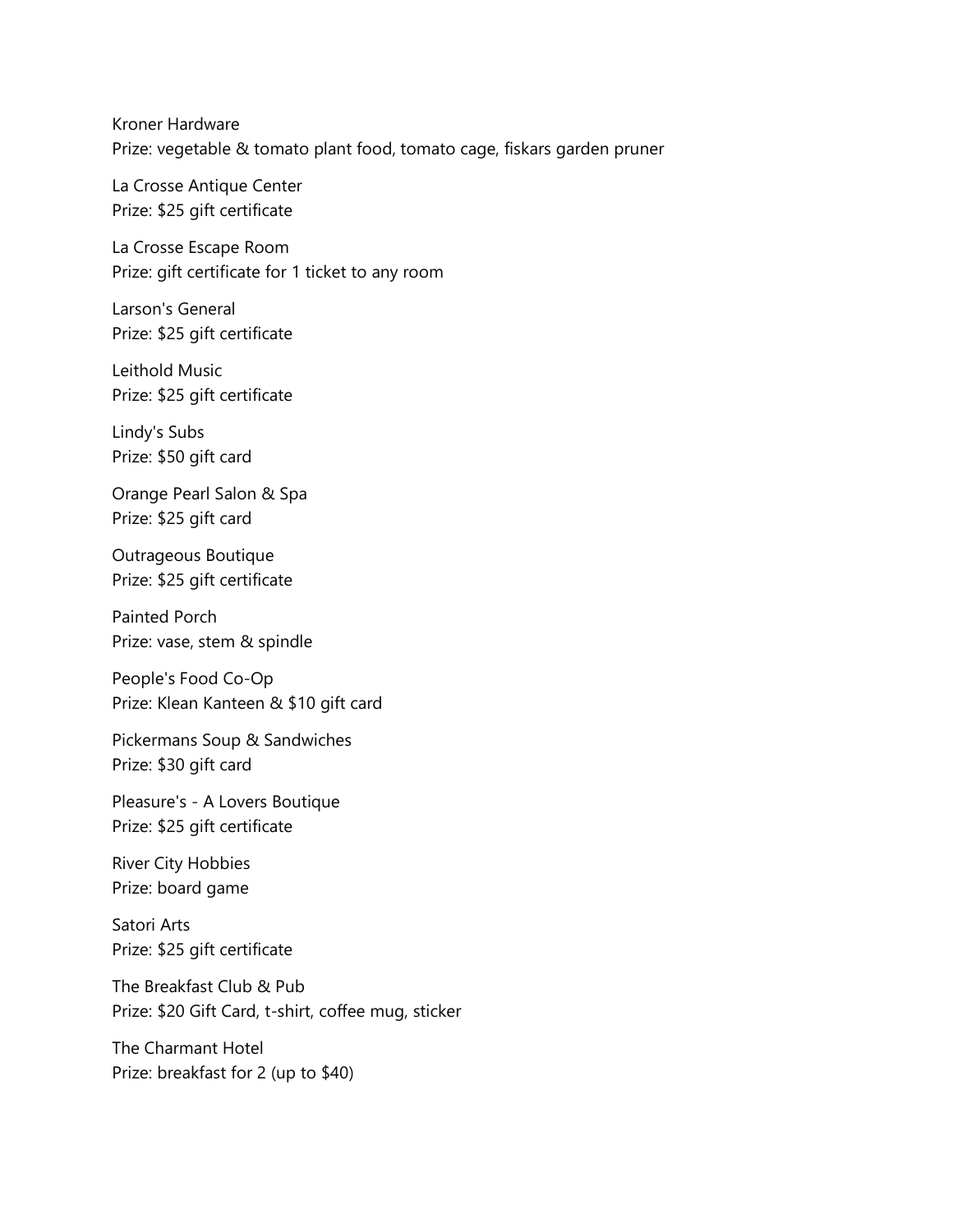Kroner Hardware
Prize: vegetable & tomato plant food, tomato cage, fiskars garden pruner

La Crosse Antique Center
Prize: $25 gift certificate

La Crosse Escape Room
Prize: gift certificate for 1 ticket to any room

Larson's General
Prize: $25 gift certificate

Leithold Music
Prize: $25 gift certificate

Lindy's Subs
Prize: $50 gift card

Orange Pearl Salon & Spa
Prize: $25 gift card

Outrageous Boutique
Prize: $25 gift certificate

Painted Porch
Prize: vase, stem & spindle

People's Food Co-Op
Prize: Klean Kanteen & $10 gift card

Pickermans Soup & Sandwiches
Prize: $30 gift card

Pleasure's - A Lovers Boutique
Prize: $25 gift certificate

River City Hobbies
Prize: board game

Satori Arts
Prize: $25 gift certificate

The Breakfast Club & Pub
Prize: $20 Gift Card, t-shirt, coffee mug, sticker

The Charmant Hotel
Prize: breakfast for 2 (up to $40)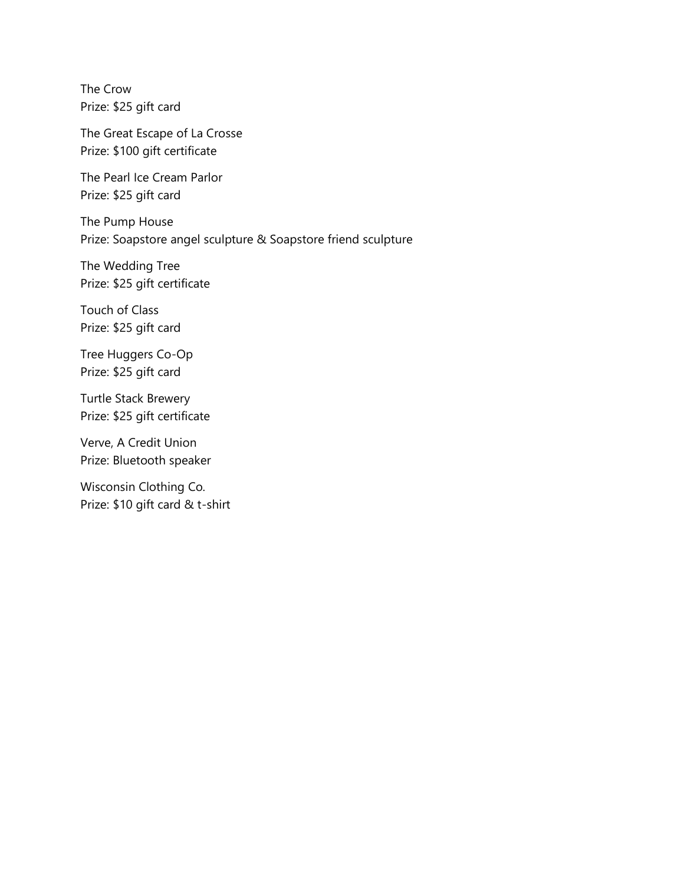The Crow
Prize: $25 gift card

The Great Escape of La Crosse
Prize: $100 gift certificate

The Pearl Ice Cream Parlor
Prize: $25 gift card

The Pump House
Prize: Soapstore angel sculpture & Soapstore friend sculpture

The Wedding Tree
Prize: $25 gift certificate

Touch of Class
Prize: $25 gift card

Tree Huggers Co-Op
Prize: $25 gift card

Turtle Stack Brewery
Prize: $25 gift certificate

Verve, A Credit Union
Prize: Bluetooth speaker

Wisconsin Clothing Co.
Prize: $10 gift card & t-shirt